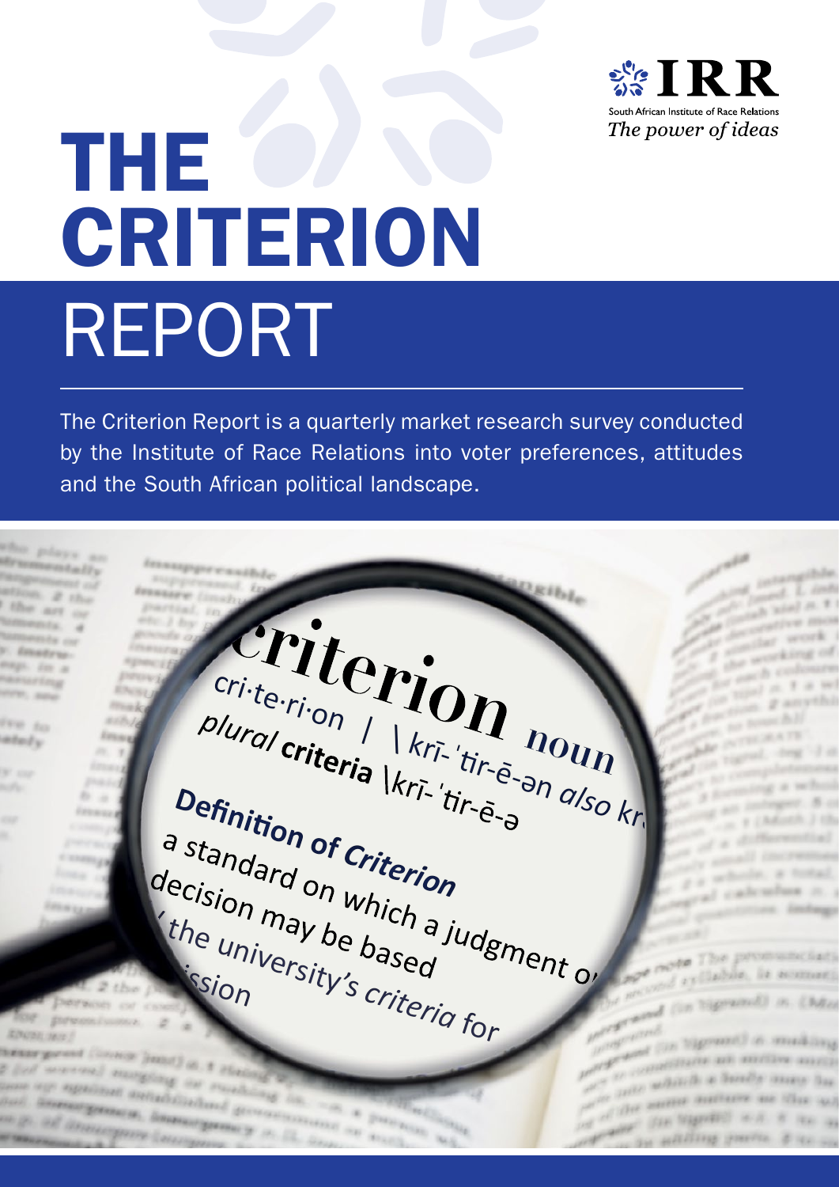IRR

South African Institute of Race Relations

*The power of ideas*

# THE CRITERION REPORT

The Criterion Report is a quarterly market research survey conducted by the Institute of Race Relations into voter preferences, attitudes and the South African political landscape.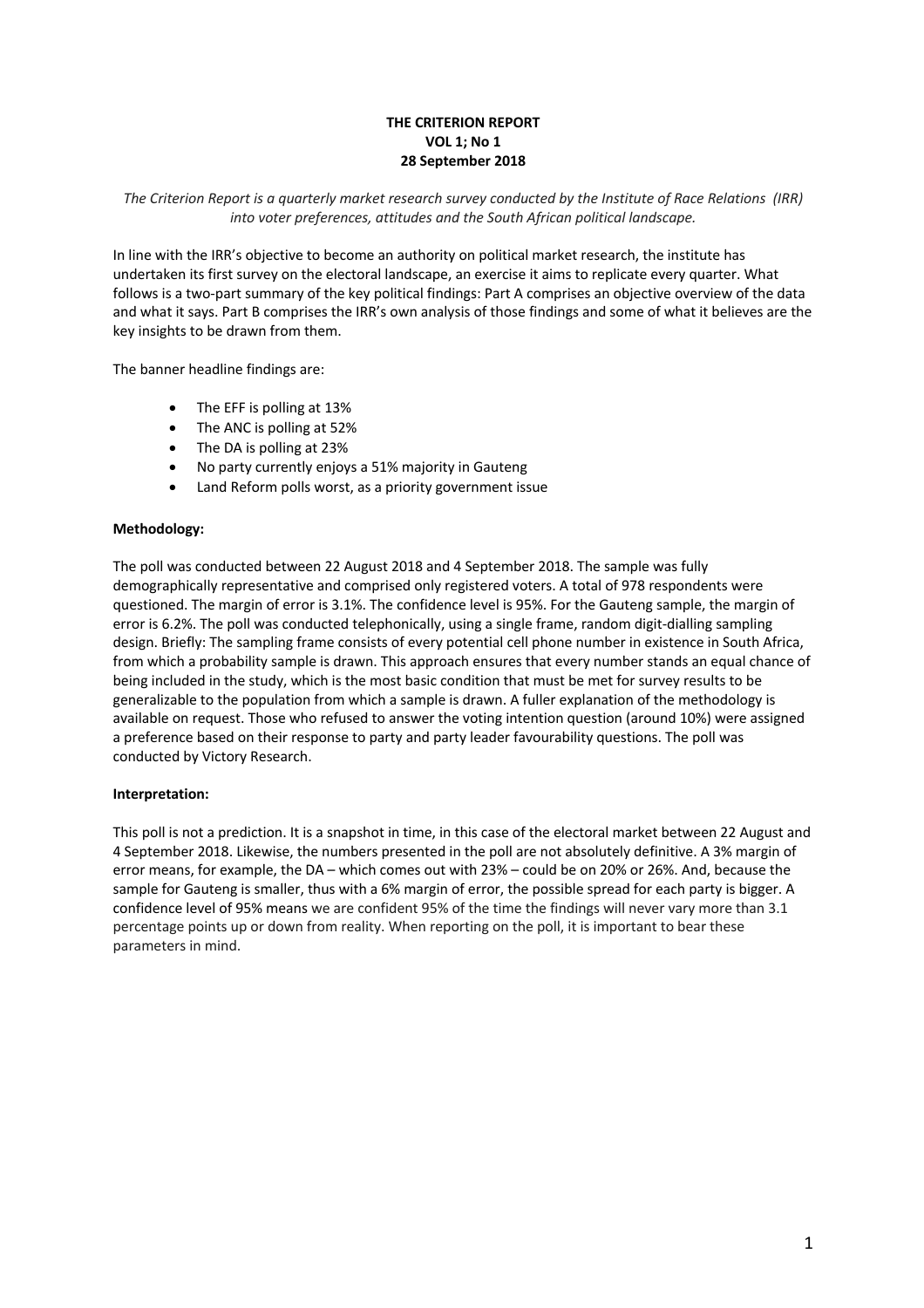**THE CRITERION REPORT**
**VOL 1; No 1**
**28 September 2018**

*The Criterion Report is a quarterly market research survey conducted by the Institute of Race Relations (IRR) into voter preferences, attitudes and the South African political landscape.*

In line with the IRR's objective to become an authority on political market research, the institute has undertaken its first survey on the electoral landscape, an exercise it aims to replicate every quarter. What follows is a two-part summary of the key political findings: Part A comprises an objective overview of the data and what it says. Part B comprises the IRR's own analysis of those findings and some of what it believes are the key insights to be drawn from them.

The banner headline findings are:

- The EFF is polling at 13%
- The ANC is polling at 52%
- The DA is polling at 23%
- No party currently enjoys a 51% majority in Gauteng
- Land Reform polls worst, as a priority government issue

**Methodology:**

The poll was conducted between 22 August 2018 and 4 September 2018. The sample was fully demographically representative and comprised only registered voters. A total of 978 respondents were questioned. The margin of error is 3.1%. The confidence level is 95%. For the Gauteng sample, the margin of error is 6.2%. The poll was conducted telephonically, using a single frame, random digit-dialling sampling design. Briefly: The sampling frame consists of every potential cell phone number in existence in South Africa, from which a probability sample is drawn. This approach ensures that every number stands an equal chance of being included in the study, which is the most basic condition that must be met for survey results to be generalizable to the population from which a sample is drawn. A fuller explanation of the methodology is available on request. Those who refused to answer the voting intention question (around 10%) were assigned a preference based on their response to party and party leader favourability questions. The poll was conducted by Victory Research.

**Interpretation:**

This poll is not a prediction. It is a snapshot in time, in this case of the electoral market between 22 August and 4 September 2018. Likewise, the numbers presented in the poll are not absolutely definitive. A 3% margin of error means, for example, the DA – which comes out with 23% – could be on 20% or 26%. And, because the sample for Gauteng is smaller, thus with a 6% margin of error, the possible spread for each party is bigger. A confidence level of 95% means we are confident 95% of the time the findings will never vary more than 3.1 percentage points up or down from reality. When reporting on the poll, it is important to bear these parameters in mind.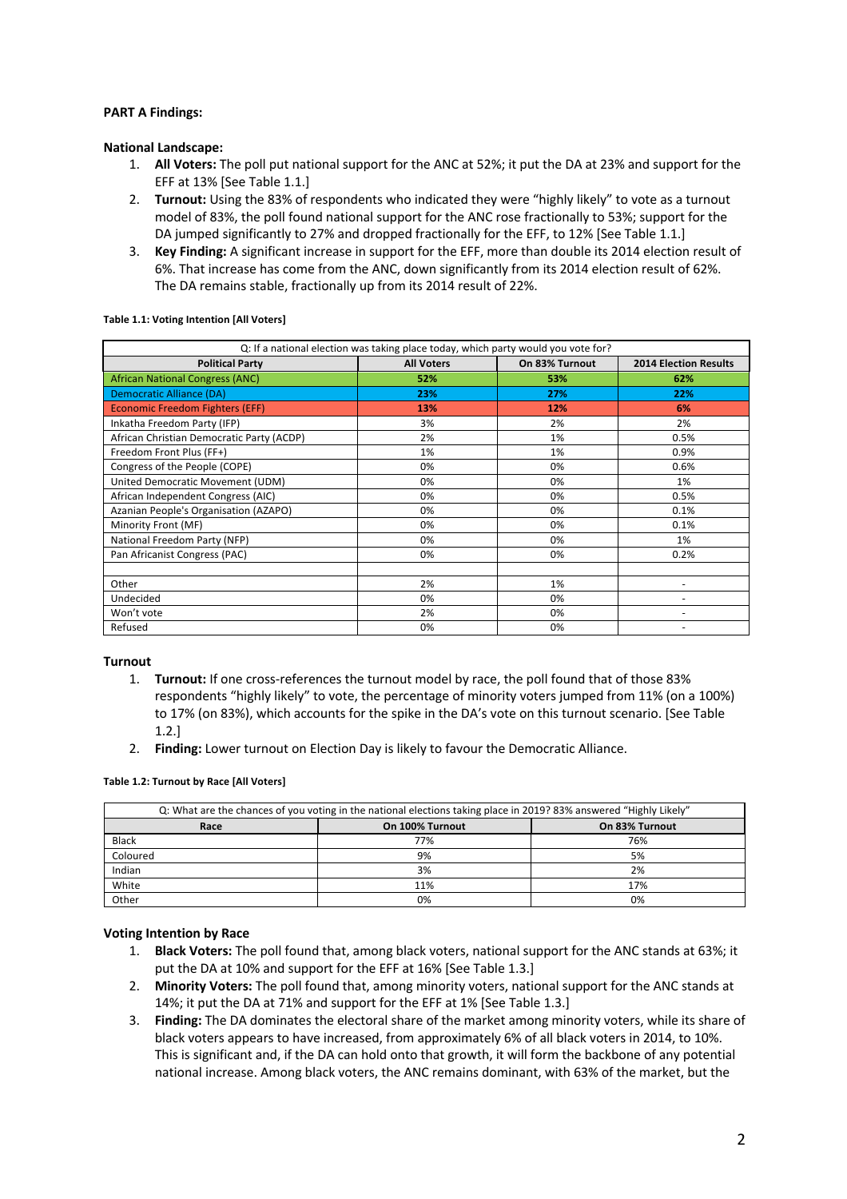**PART A Findings:**

**National Landscape:**

1. **All Voters:** The poll put national support for the ANC at 52%; it put the DA at 23% and support for the EFF at 13% [See Table 1.1.]
2. **Turnout:** Using the 83% of respondents who indicated they were "highly likely" to vote as a turnout model of 83%, the poll found national support for the ANC rose fractionally to 53%; support for the DA jumped significantly to 27% and dropped fractionally for the EFF, to 12% [See Table 1.1.]
3. **Key Finding:** A significant increase in support for the EFF, more than double its 2014 election result of 6%. That increase has come from the ANC, down significantly from its 2014 election result of 62%. The DA remains stable, fractionally up from its 2014 result of 22%.

**Table 1.1: Voting Intention [All Voters]**

| Q: If a national election was taking place today, which party would you vote for? | | | |
|---|---|---|---|
| **Political Party** | **All Voters** | **On 83% Turnout** | **2014 Election Results** |
| African National Congress (ANC) | **52%** | **53%** | **62%** |
| Democratic Alliance (DA) | **23%** | **27%** | **22%** |
| Economic Freedom Fighters (EFF) | **13%** | **12%** | **6%** |
| Inkatha Freedom Party (IFP) | 3% | 2% | 2% |
| African Christian Democratic Party (ACDP) | 2% | 1% | 0.5% |
| Freedom Front Plus (FF+) | 1% | 1% | 0.9% |
| Congress of the People (COPE) | 0% | 0% | 0.6% |
| United Democratic Movement (UDM) | 0% | 0% | 1% |
| African Independent Congress (AIC) | 0% | 0% | 0.5% |
| Azanian People's Organisation (AZAPO) | 0% | 0% | 0.1% |
| Minority Front (MF) | 0% | 0% | 0.1% |
| National Freedom Party (NFP) | 0% | 0% | 1% |
| Pan Africanist Congress (PAC) | 0% | 0% | 0.2% |
| | | | |
| Other | 2% | 1% | - |
| Undecided | 0% | 0% | - |
| Won't vote | 2% | 0% | - |
| Refused | 0% | 0% | - |

**Turnout**

1. **Turnout:** If one cross-references the turnout model by race, the poll found that of those 83% respondents "highly likely" to vote, the percentage of minority voters jumped from 11% (on a 100%) to 17% (on 83%), which accounts for the spike in the DA's vote on this turnout scenario. [See Table 1.2.]
2. **Finding:** Lower turnout on Election Day is likely to favour the Democratic Alliance.

**Table 1.2: Turnout by Race [All Voters]**

| Q: What are the chances of you voting in the national elections taking place in 2019? 83% answered "Highly Likely" | | |
|---|---|---|
| **Race** | **On 100% Turnout** | **On 83% Turnout** |
| Black | 77% | 76% |
| Coloured | 9% | 5% |
| Indian | 3% | 2% |
| White | 11% | 17% |
| Other | 0% | 0% |

**Voting Intention by Race**

1. **Black Voters:** The poll found that, among black voters, national support for the ANC stands at 63%; it put the DA at 10% and support for the EFF at 16% [See Table 1.3.]
2. **Minority Voters:** The poll found that, among minority voters, national support for the ANC stands at 14%; it put the DA at 71% and support for the EFF at 1% [See Table 1.3.]
3. **Finding:** The DA dominates the electoral share of the market among minority voters, while its share of black voters appears to have increased, from approximately 6% of all black voters in 2014, to 10%. This is significant and, if the DA can hold onto that growth, it will form the backbone of any potential national increase. Among black voters, the ANC remains dominant, with 63% of the market, but the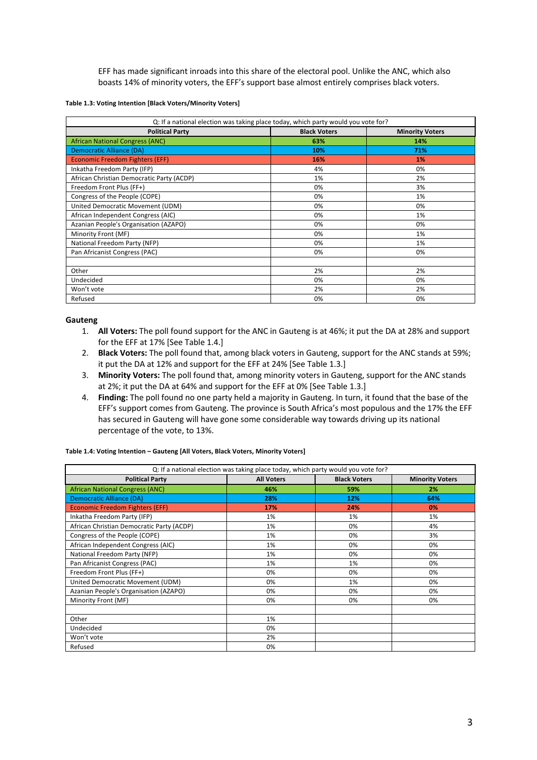EFF has made significant inroads into this share of the electoral pool. Unlike the ANC, which also boasts 14% of minority voters, the EFF's support base almost entirely comprises black voters.

**Table 1.3: Voting Intention [Black Voters/Minority Voters]**

| Q: If a national election was taking place today, which party would you vote for? | | |
|---|---|---|
| **Political Party** | **Black Voters** | **Minority Voters** |
| African National Congress (ANC) | **63%** | **14%** |
| Democratic Alliance (DA) | **10%** | **71%** |
| Economic Freedom Fighters (EFF) | **16%** | **1%** |
| Inkatha Freedom Party (IFP) | 4% | 0% |
| African Christian Democratic Party (ACDP) | 1% | 2% |
| Freedom Front Plus (FF+) | 0% | 3% |
| Congress of the People (COPE) | 0% | 1% |
| United Democratic Movement (UDM) | 0% | 0% |
| African Independent Congress (AIC) | 0% | 1% |
| Azanian People's Organisation (AZAPO) | 0% | 0% |
| Minority Front (MF) | 0% | 1% |
| National Freedom Party (NFP) | 0% | 1% |
| Pan Africanist Congress (PAC) | 0% | 0% |
| | | |
| Other | 2% | 2% |
| Undecided | 0% | 0% |
| Won't vote | 2% | 2% |
| Refused | 0% | 0% |

**Gauteng**

1. **All Voters:** The poll found support for the ANC in Gauteng is at 46%; it put the DA at 28% and support for the EFF at 17% [See Table 1.4.]
2. **Black Voters:** The poll found that, among black voters in Gauteng, support for the ANC stands at 59%; it put the DA at 12% and support for the EFF at 24% [See Table 1.3.]
3. **Minority Voters:** The poll found that, among minority voters in Gauteng, support for the ANC stands at 2%; it put the DA at 64% and support for the EFF at 0% [See Table 1.3.]
4. **Finding:** The poll found no one party held a majority in Gauteng. In turn, it found that the base of the EFF's support comes from Gauteng. The province is South Africa's most populous and the 17% the EFF has secured in Gauteng will have gone some considerable way towards driving up its national percentage of the vote, to 13%.

**Table 1.4: Voting Intention – Gauteng [All Voters, Black Voters, Minority Voters]**

| Q: If a national election was taking place today, which party would you vote for? | | | |
|---|---|---|---|
| **Political Party** | **All Voters** | **Black Voters** | **Minority Voters** |
| African National Congress (ANC) | **46%** | **59%** | **2%** |
| Democratic Alliance (DA) | **28%** | **12%** | **64%** |
| Economic Freedom Fighters (EFF) | **17%** | **24%** | **0%** |
| Inkatha Freedom Party (IFP) | 1% | 1% | 1% |
| African Christian Democratic Party (ACDP) | 1% | 0% | 4% |
| Congress of the People (COPE) | 1% | 0% | 3% |
| African Independent Congress (AIC) | 1% | 0% | 0% |
| National Freedom Party (NFP) | 1% | 0% | 0% |
| Pan Africanist Congress (PAC) | 1% | 1% | 0% |
| Freedom Front Plus (FF+) | 0% | 0% | 0% |
| United Democratic Movement (UDM) | 0% | 1% | 0% |
| Azanian People's Organisation (AZAPO) | 0% | 0% | 0% |
| Minority Front (MF) | 0% | 0% | 0% |
| | | | |
| Other | 1% | | |
| Undecided | 0% | | |
| Won't vote | 2% | | |
| Refused | 0% | | |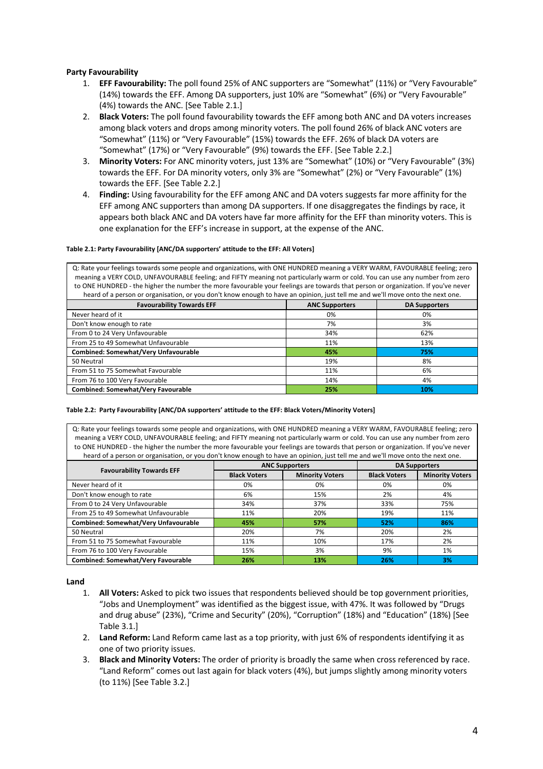**Party Favourability**

1. **EFF Favourability:** The poll found 25% of ANC supporters are "Somewhat" (11%) or "Very Favourable" (14%) towards the EFF. Among DA supporters, just 10% are "Somewhat" (6%) or "Very Favourable" (4%) towards the ANC. [See Table 2.1.]
2. **Black Voters:** The poll found favourability towards the EFF among both ANC and DA voters increases among black voters and drops among minority voters. The poll found 26% of black ANC voters are "Somewhat" (11%) or "Very Favourable" (15%) towards the EFF. 26% of black DA voters are "Somewhat" (17%) or "Very Favourable" (9%) towards the EFF. [See Table 2.2.]
3. **Minority Voters:** For ANC minority voters, just 13% are "Somewhat" (10%) or "Very Favourable" (3%) towards the EFF. For DA minority voters, only 3% are "Somewhat" (2%) or "Very Favourable" (1%) towards the EFF. [See Table 2.2.]
4. **Finding:** Using favourability for the EFF among ANC and DA voters suggests far more affinity for the EFF among ANC supporters than among DA supporters. If one disaggregates the findings by race, it appears both black ANC and DA voters have far more affinity for the EFF than minority voters. This is one explanation for the EFF's increase in support, at the expense of the ANC.

**Table 2.1: Party Favourability [ANC/DA supporters' attitude to the EFF: All Voters]**

Q: Rate your feelings towards some people and organizations, with ONE HUNDRED meaning a VERY WARM, FAVOURABLE feeling; zero meaning a VERY COLD, UNFAVOURABLE feeling; and FIFTY meaning not particularly warm or cold. You can use any number from zero to ONE HUNDRED - the higher the number the more favourable your feelings are towards that person or organization. If you've never heard of a person or organisation, or you don't know enough to have an opinion, just tell me and we'll move onto the next one.

| Favourability Towards EFF | ANC Supporters | DA Supporters |
|---|---|---|
| Never heard of it | 0% | 0% |
| Don't know enough to rate | 7% | 3% |
| From 0 to 24 Very Unfavourable | 34% | 62% |
| From 25 to 49 Somewhat Unfavourable | 11% | 13% |
| **Combined: Somewhat/Very Unfavourable** | **45%** | **75%** |
| 50 Neutral | 19% | 8% |
| From 51 to 75 Somewhat Favourable | 11% | 6% |
| From 76 to 100 Very Favourable | 14% | 4% |
| **Combined: Somewhat/Very Favourable** | **25%** | **10%** |

**Table 2.2: Party Favourability [ANC/DA supporters' attitude to the EFF: Black Voters/Minority Voters]**

Q: Rate your feelings towards some people and organizations, with ONE HUNDRED meaning a VERY WARM, FAVOURABLE feeling; zero meaning a VERY COLD, UNFAVOURABLE feeling; and FIFTY meaning not particularly warm or cold. You can use any number from zero to ONE HUNDRED - the higher the number the more favourable your feelings are towards that person or organization. If you've never heard of a person or organisation, or you don't know enough to have an opinion, just tell me and we'll move onto the next one.

| Favourability Towards EFF | ANC Supporters | | DA Supporters | |
|---|---|---|---|---|
| | Black Voters | Minority Voters | Black Voters | Minority Voters |
| Never heard of it | 0% | 0% | 0% | 0% |
| Don't know enough to rate | 6% | 15% | 2% | 4% |
| From 0 to 24 Very Unfavourable | 34% | 37% | 33% | 75% |
| From 25 to 49 Somewhat Unfavourable | 11% | 20% | 19% | 11% |
| **Combined: Somewhat/Very Unfavourable** | **45%** | **57%** | **52%** | **86%** |
| 50 Neutral | 20% | 7% | 20% | 2% |
| From 51 to 75 Somewhat Favourable | 11% | 10% | 17% | 2% |
| From 76 to 100 Very Favourable | 15% | 3% | 9% | 1% |
| **Combined: Somewhat/Very Favourable** | **26%** | **13%** | **26%** | **3%** |

**Land**

1. **All Voters:** Asked to pick two issues that respondents believed should be top government priorities, "Jobs and Unemployment" was identified as the biggest issue, with 47%. It was followed by "Drugs and drug abuse" (23%), "Crime and Security" (20%), "Corruption" (18%) and "Education" (18%) [See Table 3.1.]
2. **Land Reform:** Land Reform came last as a top priority, with just 6% of respondents identifying it as one of two priority issues.
3. **Black and Minority Voters:** The order of priority is broadly the same when cross referenced by race. "Land Reform" comes out last again for black voters (4%), but jumps slightly among minority voters (to 11%) [See Table 3.2.]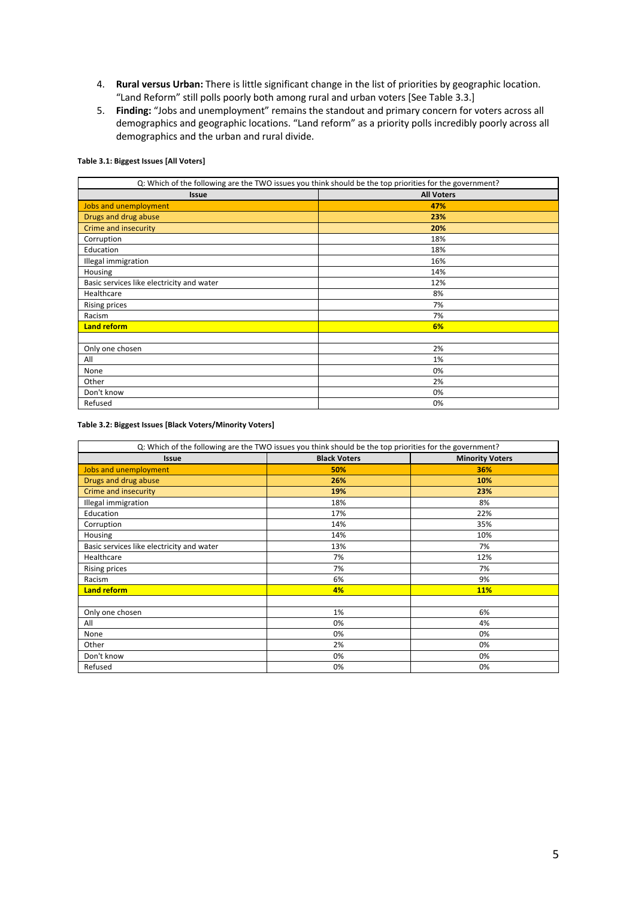4. **Rural versus Urban:** There is little significant change in the list of priorities by geographic location. "Land Reform" still polls poorly both among rural and urban voters [See Table 3.3.]
5. **Finding:** "Jobs and unemployment" remains the standout and primary concern for voters across all demographics and geographic locations. "Land reform" as a priority polls incredibly poorly across all demographics and the urban and rural divide.

**Table 3.1: Biggest Issues [All Voters]**

| Q: Which of the following are the TWO issues you think should be the top priorities for the government? | |
|---|---|
| **Issue** | **All Voters** |
| Jobs and unemployment | **47%** |
| Drugs and drug abuse | **23%** |
| Crime and insecurity | **20%** |
| Corruption | 18% |
| Education | 18% |
| Illegal immigration | 16% |
| Housing | 14% |
| Basic services like electricity and water | 12% |
| Healthcare | 8% |
| Rising prices | 7% |
| Racism | 7% |
| **Land reform** | **6%** |
| | |
| Only one chosen | 2% |
| All | 1% |
| None | 0% |
| Other | 2% |
| Don't know | 0% |
| Refused | 0% |

**Table 3.2: Biggest Issues [Black Voters/Minority Voters]**

| Q: Which of the following are the TWO issues you think should be the top priorities for the government? | | |
|---|---|---|
| **Issue** | **Black Voters** | **Minority Voters** |
| Jobs and unemployment | **50%** | **36%** |
| Drugs and drug abuse | **26%** | **10%** |
| Crime and insecurity | **19%** | **23%** |
| Illegal immigration | 18% | 8% |
| Education | 17% | 22% |
| Corruption | 14% | 35% |
| Housing | 14% | 10% |
| Basic services like electricity and water | 13% | 7% |
| Healthcare | 7% | 12% |
| Rising prices | 7% | 7% |
| Racism | 6% | 9% |
| **Land reform** | **4%** | **11%** |
| | | |
| Only one chosen | 1% | 6% |
| All | 0% | 4% |
| None | 0% | 0% |
| Other | 2% | 0% |
| Don't know | 0% | 0% |
| Refused | 0% | 0% |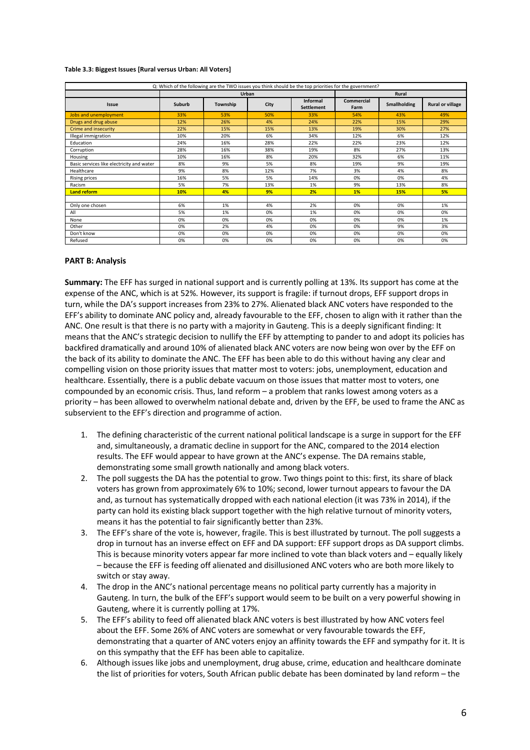**Table 3.3: Biggest Issues [Rural versus Urban: All Voters]**

| Q: Which of the following are the TWO issues you think should be the top priorities for the government? | | | | | | | |
|---|---|---|---|---|---|---|---|
| | Urban | | | | Rural | | |
| Issue | Suburb | Township | City | Informal Settlement | Commercial Farm | Smallholding | Rural or village |
| Jobs and unemployment | 33% | 53% | 50% | 33% | 54% | 43% | 49% |
| Drugs and drug abuse | 12% | 26% | 4% | 24% | 22% | 15% | 29% |
| Crime and insecurity | 22% | 15% | 15% | 13% | 19% | 30% | 27% |
| Illegal immigration | 10% | 20% | 6% | 34% | 12% | 6% | 12% |
| Education | 24% | 16% | 28% | 22% | 22% | 23% | 12% |
| Corruption | 28% | 16% | 38% | 19% | 8% | 27% | 13% |
| Housing | 10% | 16% | 8% | 20% | 32% | 6% | 11% |
| Basic services like electricity and water | 8% | 9% | 5% | 8% | 19% | 9% | 19% |
| Healthcare | 9% | 8% | 12% | 7% | 3% | 4% | 8% |
| Rising prices | 16% | 5% | 5% | 14% | 0% | 0% | 4% |
| Racism | 5% | 7% | 13% | 1% | 9% | 13% | 8% |
| **Land reform** | **10%** | **4%** | **9%** | **2%** | **1%** | **15%** | **5%** |
| | | | | | | | |
| Only one chosen | 6% | 1% | 4% | 2% | 0% | 0% | 1% |
| All | 5% | 1% | 0% | 1% | 0% | 0% | 0% |
| None | 0% | 0% | 0% | 0% | 0% | 0% | 1% |
| Other | 0% | 2% | 4% | 0% | 0% | 9% | 3% |
| Don't know | 0% | 0% | 0% | 0% | 0% | 0% | 0% |
| Refused | 0% | 0% | 0% | 0% | 0% | 0% | 0% |

## PART B: Analysis

**Summary:** The EFF has surged in national support and is currently polling at 13%. Its support has come at the expense of the ANC, which is at 52%. However, its support is fragile: if turnout drops, EFF support drops in turn, while the DA's support increases from 23% to 27%. Alienated black ANC voters have responded to the EFF's ability to dominate ANC policy and, already favourable to the EFF, chosen to align with it rather than the ANC. One result is that there is no party with a majority in Gauteng. This is a deeply significant finding: It means that the ANC's strategic decision to nullify the EFF by attempting to pander to and adopt its policies has backfired dramatically and around 10% of alienated black ANC voters are now being won over by the EFF on the back of its ability to dominate the ANC. The EFF has been able to do this without having any clear and compelling vision on those priority issues that matter most to voters: jobs, unemployment, education and healthcare. Essentially, there is a public debate vacuum on those issues that matter most to voters, one compounded by an economic crisis. Thus, land reform – a problem that ranks lowest among voters as a priority – has been allowed to overwhelm national debate and, driven by the EFF, be used to frame the ANC as subservient to the EFF's direction and programme of action.

1. The defining characteristic of the current national political landscape is a surge in support for the EFF and, simultaneously, a dramatic decline in support for the ANC, compared to the 2014 election results. The EFF would appear to have grown at the ANC's expense. The DA remains stable, demonstrating some small growth nationally and among black voters.
2. The poll suggests the DA has the potential to grow. Two things point to this: first, its share of black voters has grown from approximately 6% to 10%; second, lower turnout appears to favour the DA and, as turnout has systematically dropped with each national election (it was 73% in 2014), if the party can hold its existing black support together with the high relative turnout of minority voters, means it has the potential to fair significantly better than 23%.
3. The EFF's share of the vote is, however, fragile. This is best illustrated by turnout. The poll suggests a drop in turnout has an inverse effect on EFF and DA support: EFF support drops as DA support climbs. This is because minority voters appear far more inclined to vote than black voters and – equally likely – because the EFF is feeding off alienated and disillusioned ANC voters who are both more likely to switch or stay away.
4. The drop in the ANC's national percentage means no political party currently has a majority in Gauteng. In turn, the bulk of the EFF's support would seem to be built on a very powerful showing in Gauteng, where it is currently polling at 17%.
5. The EFF's ability to feed off alienated black ANC voters is best illustrated by how ANC voters feel about the EFF. Some 26% of ANC voters are somewhat or very favourable towards the EFF, demonstrating that a quarter of ANC voters enjoy an affinity towards the EFF and sympathy for it. It is on this sympathy that the EFF has been able to capitalize.
6. Although issues like jobs and unemployment, drug abuse, crime, education and healthcare dominate the list of priorities for voters, South African public debate has been dominated by land reform – the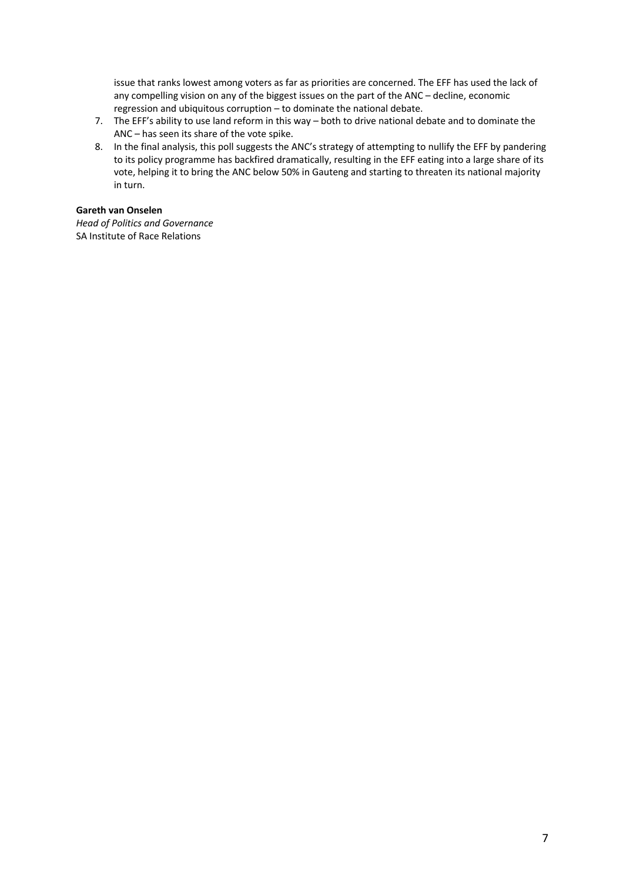issue that ranks lowest among voters as far as priorities are concerned. The EFF has used the lack of any compelling vision on any of the biggest issues on the part of the ANC – decline, economic regression and ubiquitous corruption – to dominate the national debate.

7. The EFF's ability to use land reform in this way – both to drive national debate and to dominate the ANC – has seen its share of the vote spike.
8. In the final analysis, this poll suggests the ANC's strategy of attempting to nullify the EFF by pandering to its policy programme has backfired dramatically, resulting in the EFF eating into a large share of its vote, helping it to bring the ANC below 50% in Gauteng and starting to threaten its national majority in turn.

**Gareth van Onselen**
*Head of Politics and Governance*
SA Institute of Race Relations